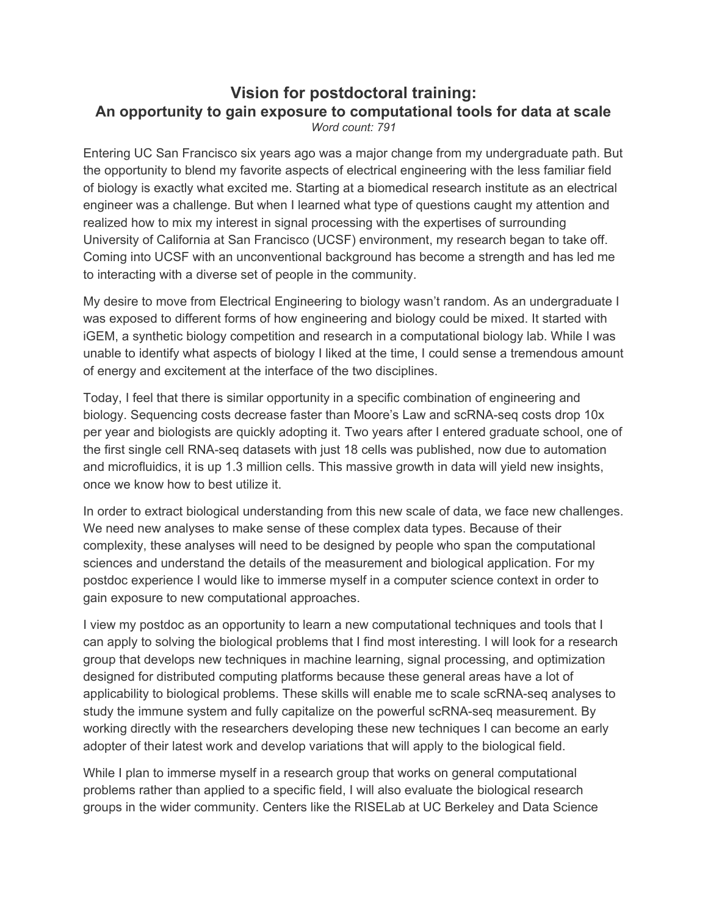# Vision for postdoctoral training:
## An opportunity to gain exposure to computational tools for data at scale

*Word count: 791*

Entering UC San Francisco six years ago was a major change from my undergraduate path. But the opportunity to blend my favorite aspects of electrical engineering with the less familiar field of biology is exactly what excited me. Starting at a biomedical research institute as an electrical engineer was a challenge. But when I learned what type of questions caught my attention and realized how to mix my interest in signal processing with the expertises of surrounding University of California at San Francisco (UCSF) environment, my research began to take off. Coming into UCSF with an unconventional background has become a strength and has led me to interacting with a diverse set of people in the community.

My desire to move from Electrical Engineering to biology wasn't random. As an undergraduate I was exposed to different forms of how engineering and biology could be mixed. It started with iGEM, a synthetic biology competition and research in a computational biology lab. While I was unable to identify what aspects of biology I liked at the time, I could sense a tremendous amount of energy and excitement at the interface of the two disciplines.

Today, I feel that there is similar opportunity in a specific combination of engineering and biology. Sequencing costs decrease faster than Moore's Law and scRNA-seq costs drop 10x per year and biologists are quickly adopting it. Two years after I entered graduate school, one of the first single cell RNA-seq datasets with just 18 cells was published, now due to automation and microfluidics, it is up 1.3 million cells. This massive growth in data will yield new insights, once we know how to best utilize it.

In order to extract biological understanding from this new scale of data, we face new challenges. We need new analyses to make sense of these complex data types. Because of their complexity, these analyses will need to be designed by people who span the computational sciences and understand the details of the measurement and biological application. For my postdoc experience I would like to immerse myself in a computer science context in order to gain exposure to new computational approaches.

I view my postdoc as an opportunity to learn a new computational techniques and tools that I can apply to solving the biological problems that I find most interesting. I will look for a research group that develops new techniques in machine learning, signal processing, and optimization designed for distributed computing platforms because these general areas have a lot of applicability to biological problems. These skills will enable me to scale scRNA-seq analyses to study the immune system and fully capitalize on the powerful scRNA-seq measurement. By working directly with the researchers developing these new techniques I can become an early adopter of their latest work and develop variations that will apply to the biological field.

While I plan to immerse myself in a research group that works on general computational problems rather than applied to a specific field, I will also evaluate the biological research groups in the wider community. Centers like the RISELab at UC Berkeley and Data Science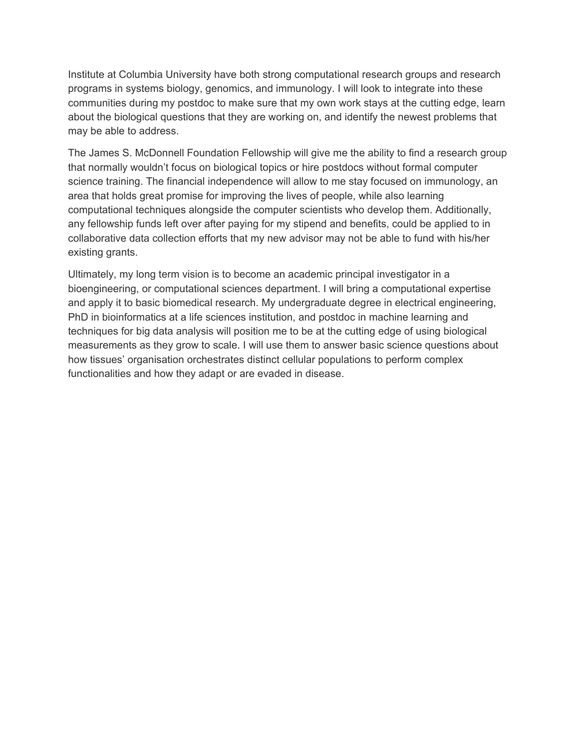Institute at Columbia University have both strong computational research groups and research programs in systems biology, genomics, and immunology. I will look to integrate into these communities during my postdoc to make sure that my own work stays at the cutting edge, learn about the biological questions that they are working on, and identify the newest problems that may be able to address.

The James S. McDonnell Foundation Fellowship will give me the ability to find a research group that normally wouldn't focus on biological topics or hire postdocs without formal computer science training. The financial independence will allow to me stay focused on immunology, an area that holds great promise for improving the lives of people, while also learning computational techniques alongside the computer scientists who develop them. Additionally, any fellowship funds left over after paying for my stipend and benefits, could be applied to in collaborative data collection efforts that my new advisor may not be able to fund with his/her existing grants.

Ultimately, my long term vision is to become an academic principal investigator in a bioengineering, or computational sciences department. I will bring a computational expertise and apply it to basic biomedical research. My undergraduate degree in electrical engineering, PhD in bioinformatics at a life sciences institution, and postdoc in machine learning and techniques for big data analysis will position me to be at the cutting edge of using biological measurements as they grow to scale. I will use them to answer basic science questions about how tissues' organisation orchestrates distinct cellular populations to perform complex functionalities and how they adapt or are evaded in disease.